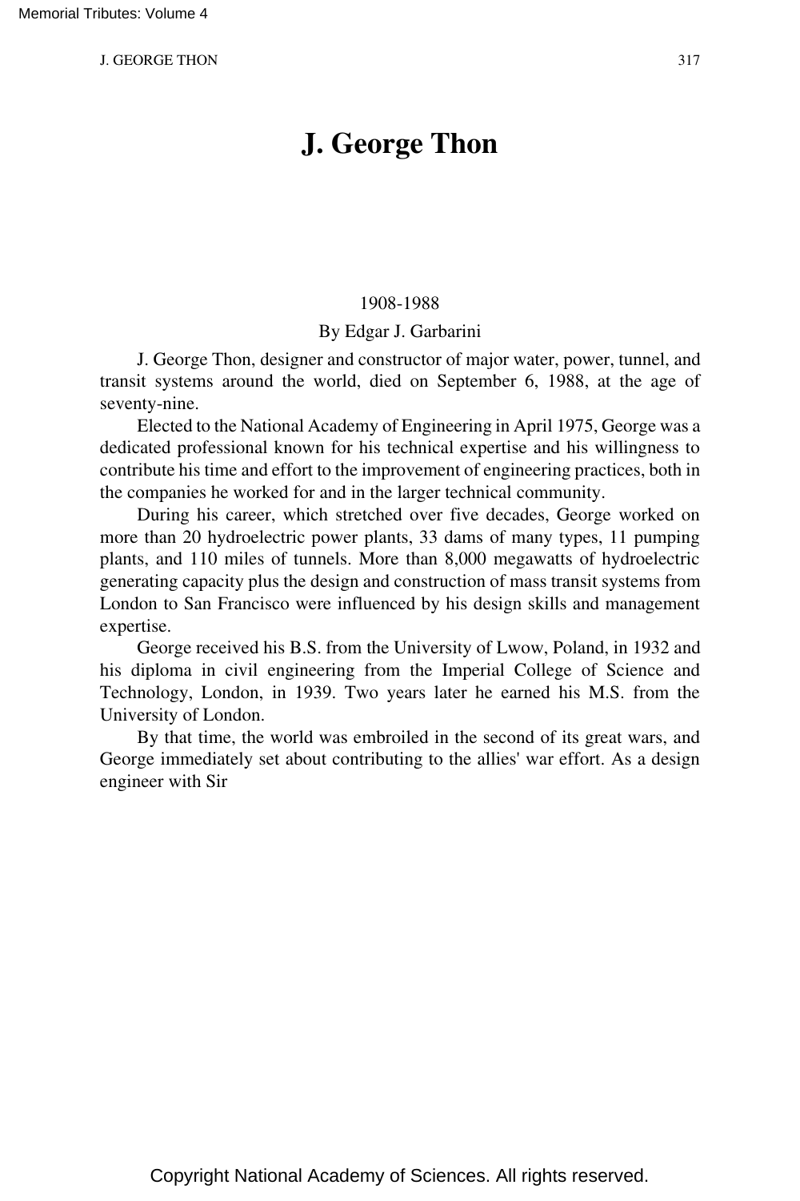# J. George Thon

1908-1988

By Edgar J. Garbarini

J. George Thon, designer and constructor of major water, power, tunnel, and transit systems around the world, died on September 6, 1988, at the age of seventy-nine.

Elected to the National Academy of Engineering in April 1975, George was a dedicated professional known for his technical expertise and his willingness to contribute his time and effort to the improvement of engineering practices, both in the companies he worked for and in the larger technical community.

During his career, which stretched over five decades, George worked on more than 20 hydroelectric power plants, 33 dams of many types, 11 pumping plants, and 110 miles of tunnels. More than 8,000 megawatts of hydroelectric generating capacity plus the design and construction of mass transit systems from London to San Francisco were influenced by his design skills and management expertise.

George received his B.S. from the University of Lwow, Poland, in 1932 and his diploma in civil engineering from the Imperial College of Science and Technology, London, in 1939. Two years later he earned his M.S. from the University of London.

By that time, the world was embroiled in the second of its great wars, and George immediately set about contributing to the allies' war effort. As a design engineer with Sir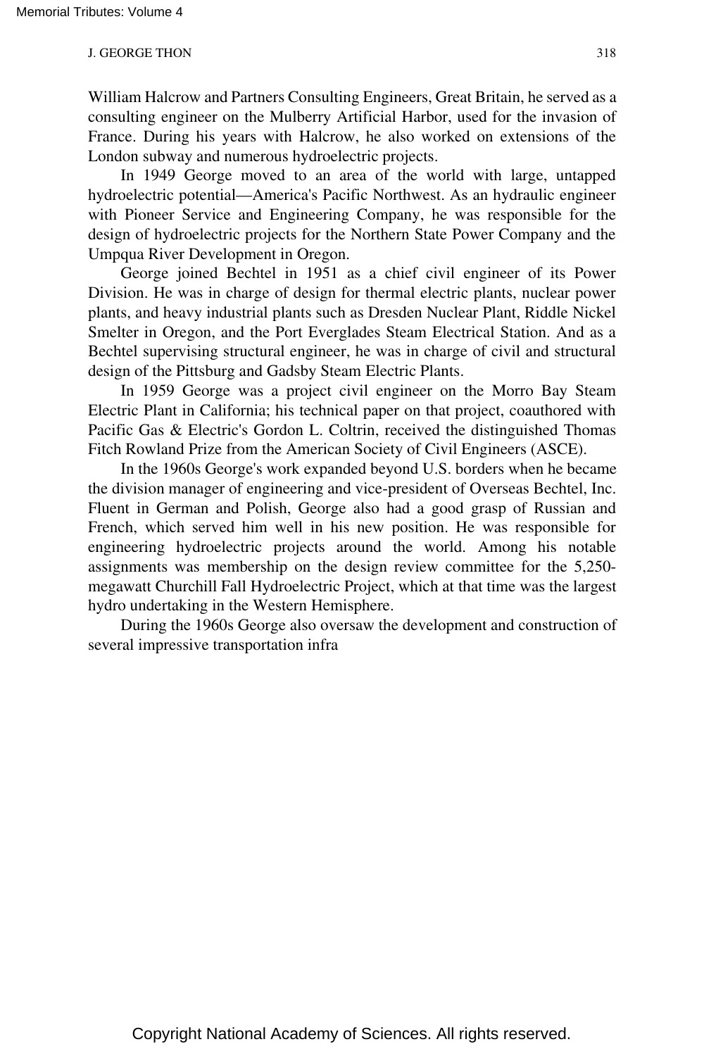William Halcrow and Partners Consulting Engineers, Great Britain, he served as a consulting engineer on the Mulberry Artificial Harbor, used for the invasion of France. During his years with Halcrow, he also worked on extensions of the London subway and numerous hydroelectric projects.

In 1949 George moved to an area of the world with large, untapped hydroelectric potential—America's Pacific Northwest. As an hydraulic engineer with Pioneer Service and Engineering Company, he was responsible for the design of hydroelectric projects for the Northern State Power Company and the Umpqua River Development in Oregon.

George joined Bechtel in 1951 as a chief civil engineer of its Power Division. He was in charge of design for thermal electric plants, nuclear power plants, and heavy industrial plants such as Dresden Nuclear Plant, Riddle Nickel Smelter in Oregon, and the Port Everglades Steam Electrical Station. And as a Bechtel supervising structural engineer, he was in charge of civil and structural design of the Pittsburg and Gadsby Steam Electric Plants.

In 1959 George was a project civil engineer on the Morro Bay Steam Electric Plant in California; his technical paper on that project, coauthored with Pacific Gas & Electric's Gordon L. Coltrin, received the distinguished Thomas Fitch Rowland Prize from the American Society of Civil Engineers (ASCE).

In the 1960s George's work expanded beyond U.S. borders when he became the division manager of engineering and vice-president of Overseas Bechtel, Inc. Fluent in German and Polish, George also had a good grasp of Russian and French, which served him well in his new position. He was responsible for engineering hydroelectric projects around the world. Among his notable assignments was membership on the design review committee for the 5,250-megawatt Churchill Fall Hydroelectric Project, which at that time was the largest hydro undertaking in the Western Hemisphere.

During the 1960s George also oversaw the development and construction of several impressive transportation infra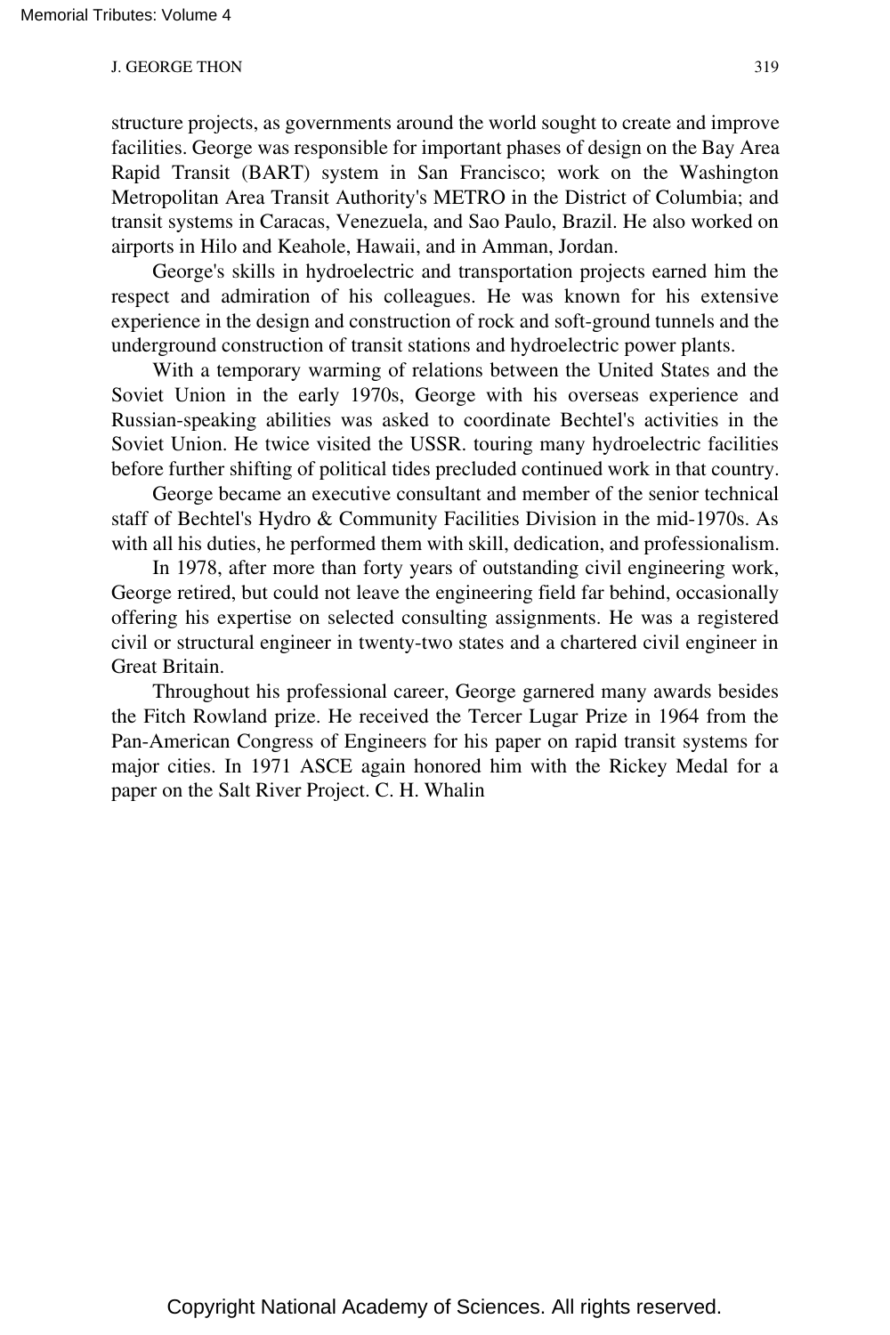structure projects, as governments around the world sought to create and improve facilities. George was responsible for important phases of design on the Bay Area Rapid Transit (BART) system in San Francisco; work on the Washington Metropolitan Area Transit Authority's METRO in the District of Columbia; and transit systems in Caracas, Venezuela, and Sao Paulo, Brazil. He also worked on airports in Hilo and Keahole, Hawaii, and in Amman, Jordan.

George's skills in hydroelectric and transportation projects earned him the respect and admiration of his colleagues. He was known for his extensive experience in the design and construction of rock and soft-ground tunnels and the underground construction of transit stations and hydroelectric power plants.

With a temporary warming of relations between the United States and the Soviet Union in the early 1970s, George with his overseas experience and Russian-speaking abilities was asked to coordinate Bechtel's activities in the Soviet Union. He twice visited the USSR. touring many hydroelectric facilities before further shifting of political tides precluded continued work in that country.

George became an executive consultant and member of the senior technical staff of Bechtel's Hydro & Community Facilities Division in the mid-1970s. As with all his duties, he performed them with skill, dedication, and professionalism.

In 1978, after more than forty years of outstanding civil engineering work, George retired, but could not leave the engineering field far behind, occasionally offering his expertise on selected consulting assignments. He was a registered civil or structural engineer in twenty-two states and a chartered civil engineer in Great Britain.

Throughout his professional career, George garnered many awards besides the Fitch Rowland prize. He received the Tercer Lugar Prize in 1964 from the Pan-American Congress of Engineers for his paper on rapid transit systems for major cities. In 1971 ASCE again honored him with the Rickey Medal for a paper on the Salt River Project. C. H. Whalin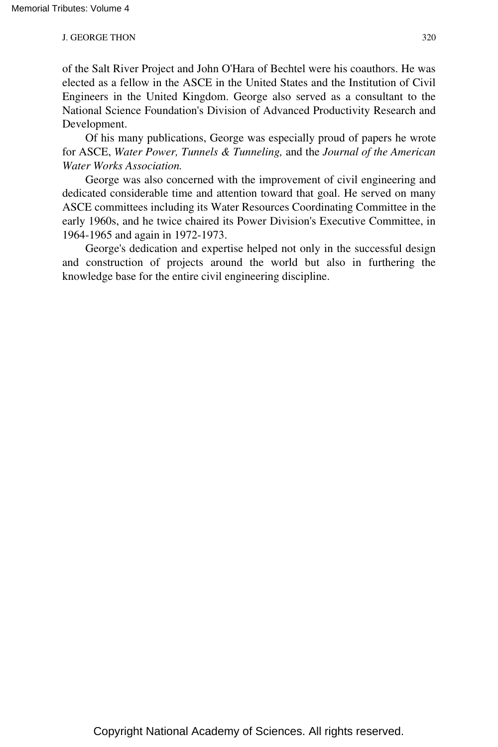of the Salt River Project and John O'Hara of Bechtel were his coauthors. He was elected as a fellow in the ASCE in the United States and the Institution of Civil Engineers in the United Kingdom. George also served as a consultant to the National Science Foundation's Division of Advanced Productivity Research and Development.

Of his many publications, George was especially proud of papers he wrote for ASCE, *Water Power, Tunnels & Tunneling,* and the *Journal of the American Water Works Association.*

George was also concerned with the improvement of civil engineering and dedicated considerable time and attention toward that goal. He served on many ASCE committees including its Water Resources Coordinating Committee in the early 1960s, and he twice chaired its Power Division's Executive Committee, in 1964-1965 and again in 1972-1973.

George's dedication and expertise helped not only in the successful design and construction of projects around the world but also in furthering the knowledge base for the entire civil engineering discipline.